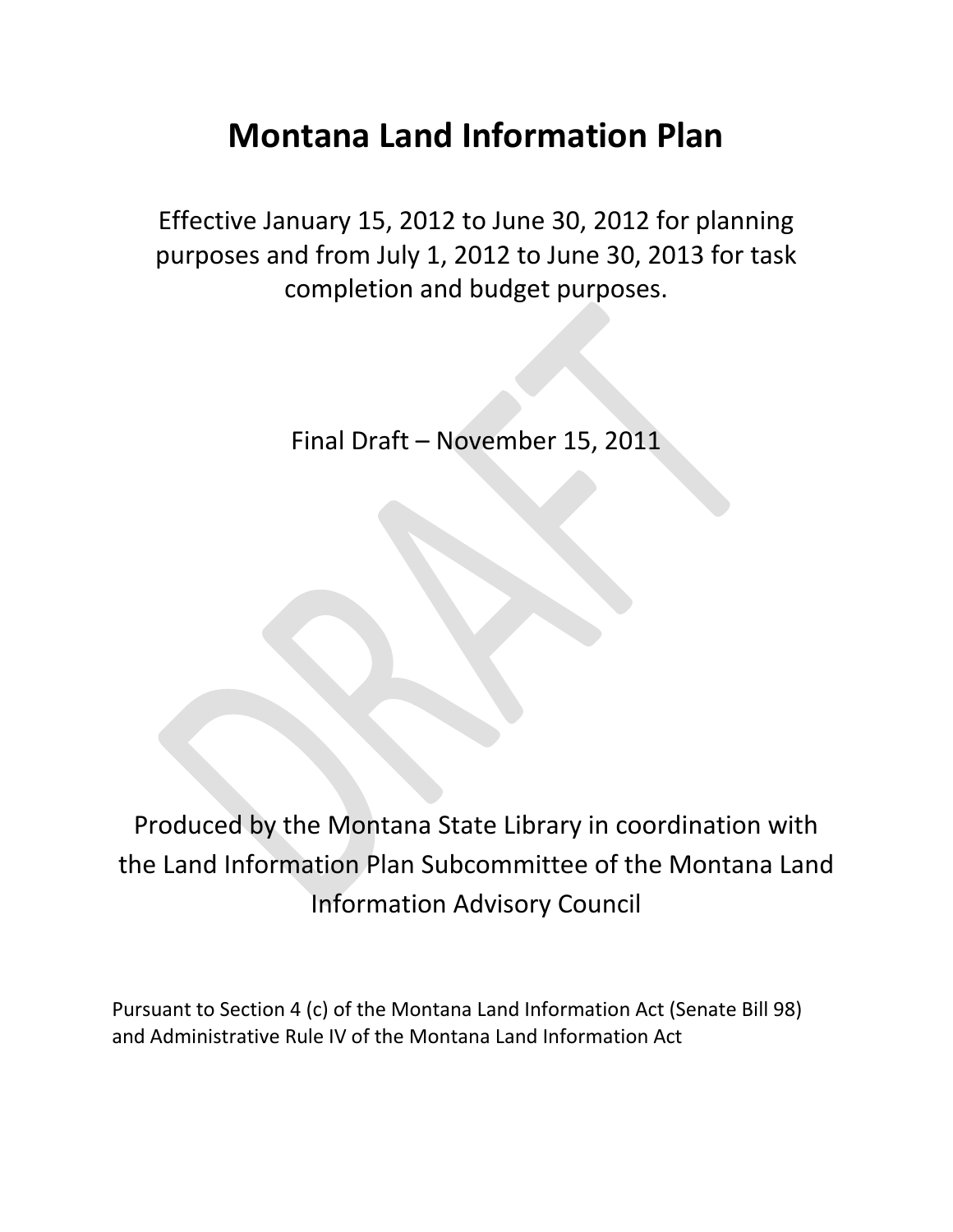# Montana Land Information Plan

Effective January 15, 2012 to June 30, 2012 for planning purposes and from July 1, 2012 to June 30, 2013 for task completion and budget purposes.

Final Draft – November 15, 2011

Produced by the Montana State Library in coordination with the Land Information Plan Subcommittee of the Montana Land Information Advisory Council

Pursuant to Section 4 (c) of the Montana Land Information Act (Senate Bill 98) and Administrative Rule IV of the Montana Land Information Act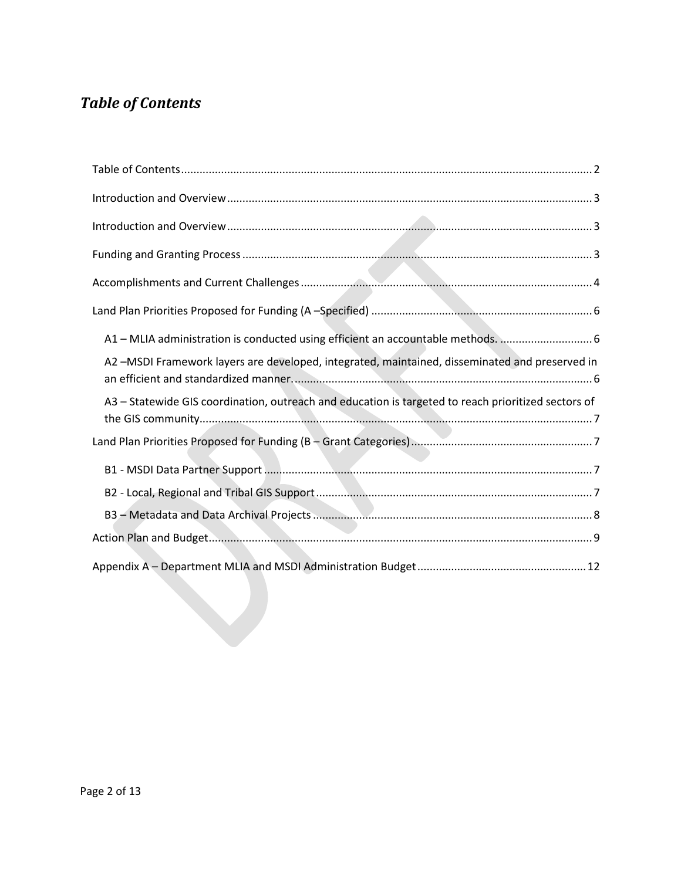# *Table of Contents*

Table of Contents ..... 2

Introduction and Overview ..... 3

Introduction and Overview ..... 3

Funding and Granting Process ..... 3

Accomplishments and Current Challenges ..... 4

Land Plan Priorities Proposed for Funding (A –Specified) ..... 6

- A1 – MLIA administration is conducted using efficient an accountable methods. ..... 6
- A2 –MSDI Framework layers are developed, integrated, maintained, disseminated and preserved in an efficient and standardized manner. ..... 6
- A3 – Statewide GIS coordination, outreach and education is targeted to reach prioritized sectors of the GIS community ..... 7

Land Plan Priorities Proposed for Funding (B – Grant Categories) ..... 7

- B1 - MSDI Data Partner Support ..... 7
- B2 - Local, Regional and Tribal GIS Support ..... 7
- B3 – Metadata and Data Archival Projects ..... 8

Action Plan and Budget ..... 9

Appendix A – Department MLIA and MSDI Administration Budget ..... 12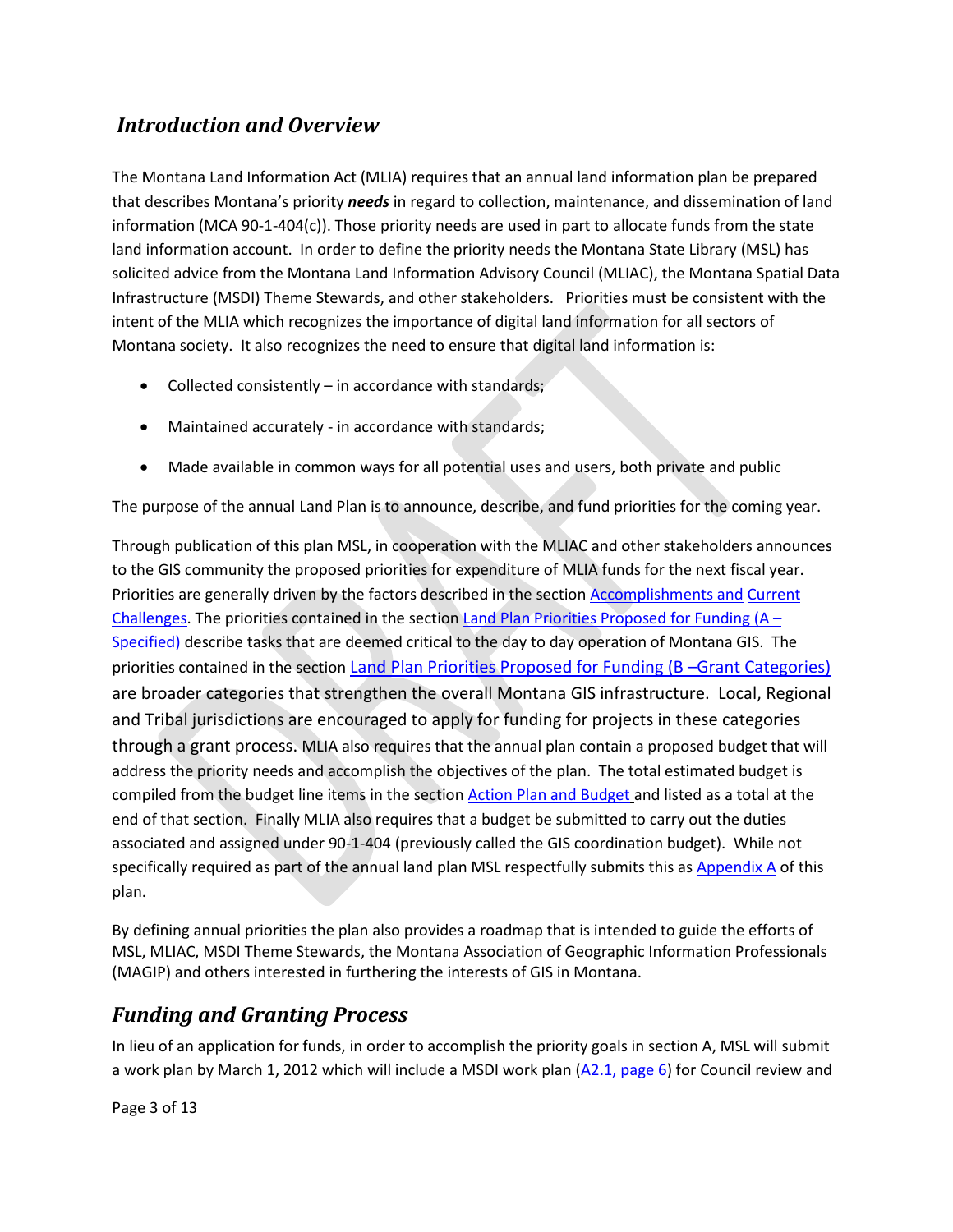## *Introduction and Overview*

The Montana Land Information Act (MLIA) requires that an annual land information plan be prepared that describes Montana's priority ***needs*** in regard to collection, maintenance, and dissemination of land information (MCA 90-1-404(c)). Those priority needs are used in part to allocate funds from the state land information account. In order to define the priority needs the Montana State Library (MSL) has solicited advice from the Montana Land Information Advisory Council (MLIAC), the Montana Spatial Data Infrastructure (MSDI) Theme Stewards, and other stakeholders. Priorities must be consistent with the intent of the MLIA which recognizes the importance of digital land information for all sectors of Montana society. It also recognizes the need to ensure that digital land information is:

- Collected consistently – in accordance with standards;
- Maintained accurately - in accordance with standards;
- Made available in common ways for all potential uses and users, both private and public

The purpose of the annual Land Plan is to announce, describe, and fund priorities for the coming year.

Through publication of this plan MSL, in cooperation with the MLIAC and other stakeholders announces to the GIS community the proposed priorities for expenditure of MLIA funds for the next fiscal year. Priorities are generally driven by the factors described in the section Accomplishments and Current Challenges. The priorities contained in the section Land Plan Priorities Proposed for Funding (A – Specified) describe tasks that are deemed critical to the day to day operation of Montana GIS. The priorities contained in the section Land Plan Priorities Proposed for Funding (B –Grant Categories) are broader categories that strengthen the overall Montana GIS infrastructure. Local, Regional and Tribal jurisdictions are encouraged to apply for funding for projects in these categories through a grant process. MLIA also requires that the annual plan contain a proposed budget that will address the priority needs and accomplish the objectives of the plan. The total estimated budget is compiled from the budget line items in the section Action Plan and Budget and listed as a total at the end of that section. Finally MLIA also requires that a budget be submitted to carry out the duties associated and assigned under 90-1-404 (previously called the GIS coordination budget). While not specifically required as part of the annual land plan MSL respectfully submits this as Appendix A of this plan.

By defining annual priorities the plan also provides a roadmap that is intended to guide the efforts of MSL, MLIAC, MSDI Theme Stewards, the Montana Association of Geographic Information Professionals (MAGIP) and others interested in furthering the interests of GIS in Montana.

## *Funding and Granting Process*

In lieu of an application for funds, in order to accomplish the priority goals in section A, MSL will submit a work plan by March 1, 2012 which will include a MSDI work plan (A2.1, page 6) for Council review and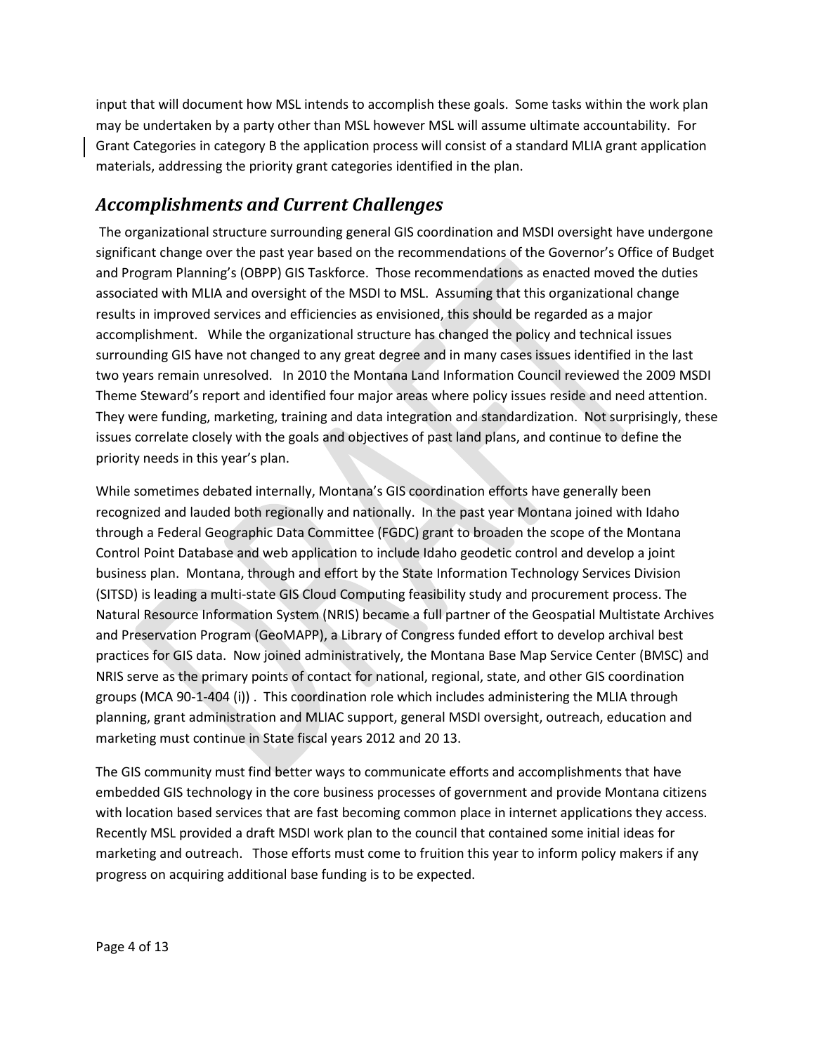input that will document how MSL intends to accomplish these goals. Some tasks within the work plan may be undertaken by a party other than MSL however MSL will assume ultimate accountability. For Grant Categories in category B the application process will consist of a standard MLIA grant application materials, addressing the priority grant categories identified in the plan.

## *Accomplishments and Current Challenges*

The organizational structure surrounding general GIS coordination and MSDI oversight have undergone significant change over the past year based on the recommendations of the Governor's Office of Budget and Program Planning's (OBPP) GIS Taskforce. Those recommendations as enacted moved the duties associated with MLIA and oversight of the MSDI to MSL. Assuming that this organizational change results in improved services and efficiencies as envisioned, this should be regarded as a major accomplishment. While the organizational structure has changed the policy and technical issues surrounding GIS have not changed to any great degree and in many cases issues identified in the last two years remain unresolved. In 2010 the Montana Land Information Council reviewed the 2009 MSDI Theme Steward's report and identified four major areas where policy issues reside and need attention. They were funding, marketing, training and data integration and standardization. Not surprisingly, these issues correlate closely with the goals and objectives of past land plans, and continue to define the priority needs in this year's plan.

While sometimes debated internally, Montana's GIS coordination efforts have generally been recognized and lauded both regionally and nationally. In the past year Montana joined with Idaho through a Federal Geographic Data Committee (FGDC) grant to broaden the scope of the Montana Control Point Database and web application to include Idaho geodetic control and develop a joint business plan. Montana, through and effort by the State Information Technology Services Division (SITSD) is leading a multi-state GIS Cloud Computing feasibility study and procurement process. The Natural Resource Information System (NRIS) became a full partner of the Geospatial Multistate Archives and Preservation Program (GeoMAPP), a Library of Congress funded effort to develop archival best practices for GIS data. Now joined administratively, the Montana Base Map Service Center (BMSC) and NRIS serve as the primary points of contact for national, regional, state, and other GIS coordination groups (MCA 90-1-404 (i)) . This coordination role which includes administering the MLIA through planning, grant administration and MLIAC support, general MSDI oversight, outreach, education and marketing must continue in State fiscal years 2012 and 20 13.

The GIS community must find better ways to communicate efforts and accomplishments that have embedded GIS technology in the core business processes of government and provide Montana citizens with location based services that are fast becoming common place in internet applications they access. Recently MSL provided a draft MSDI work plan to the council that contained some initial ideas for marketing and outreach. Those efforts must come to fruition this year to inform policy makers if any progress on acquiring additional base funding is to be expected.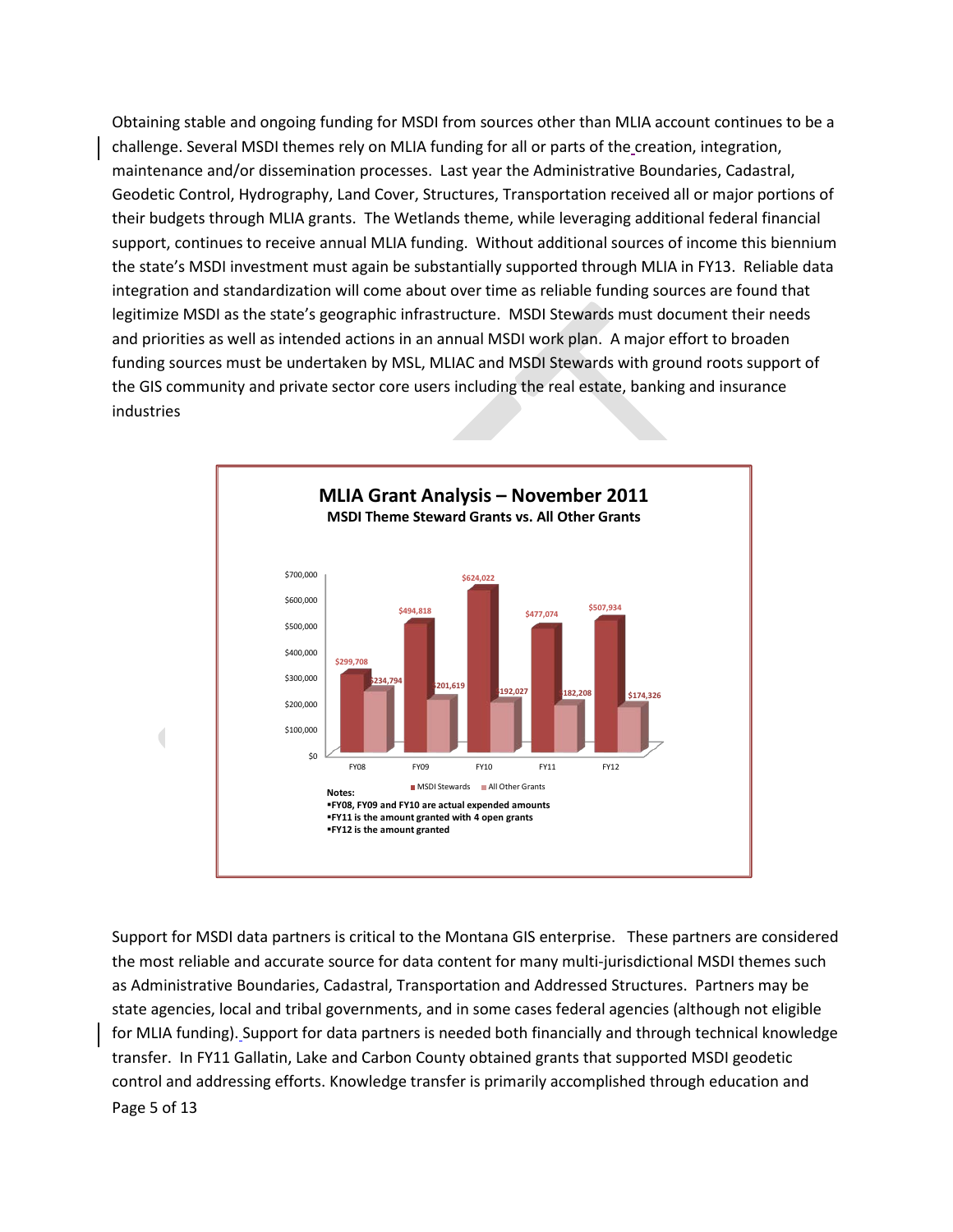Obtaining stable and ongoing funding for MSDI from sources other than MLIA account continues to be a challenge. Several MSDI themes rely on MLIA funding for all or parts of the creation, integration, maintenance and/or dissemination processes. Last year the Administrative Boundaries, Cadastral, Geodetic Control, Hydrography, Land Cover, Structures, Transportation received all or major portions of their budgets through MLIA grants. The Wetlands theme, while leveraging additional federal financial support, continues to receive annual MLIA funding. Without additional sources of income this biennium the state's MSDI investment must again be substantially supported through MLIA in FY13. Reliable data integration and standardization will come about over time as reliable funding sources are found that legitimize MSDI as the state's geographic infrastructure. MSDI Stewards must document their needs and priorities as well as intended actions in an annual MSDI work plan. A major effort to broaden funding sources must be undertaken by MSL, MLIAC and MSDI Stewards with ground roots support of the GIS community and private sector core users including the real estate, banking and insurance industries

**MLIA Grant Analysis – November 2011**

**MSDI Theme Steward Grants vs. All Other Grants**

| | FY08 | FY09 | FY10 | FY11 | FY12 |
|---|---|---|---|---|---|
| MSDI Stewards | $299,708 | $494,818 | $624,022 | $477,074 | $507,934 |
| All Other Grants | $234,794 | $201,619 | $192,027 | $182,208 | $174,326 |

Notes:
- FY08, FY09 and FY10 are actual expended amounts
- FY11 is the amount granted with 4 open grants
- FY12 is the amount granted

Support for MSDI data partners is critical to the Montana GIS enterprise. These partners are considered the most reliable and accurate source for data content for many multi-jurisdictional MSDI themes such as Administrative Boundaries, Cadastral, Transportation and Addressed Structures. Partners may be state agencies, local and tribal governments, and in some cases federal agencies (although not eligible for MLIA funding). Support for data partners is needed both financially and through technical knowledge transfer. In FY11 Gallatin, Lake and Carbon County obtained grants that supported MSDI geodetic control and addressing efforts. Knowledge transfer is primarily accomplished through education and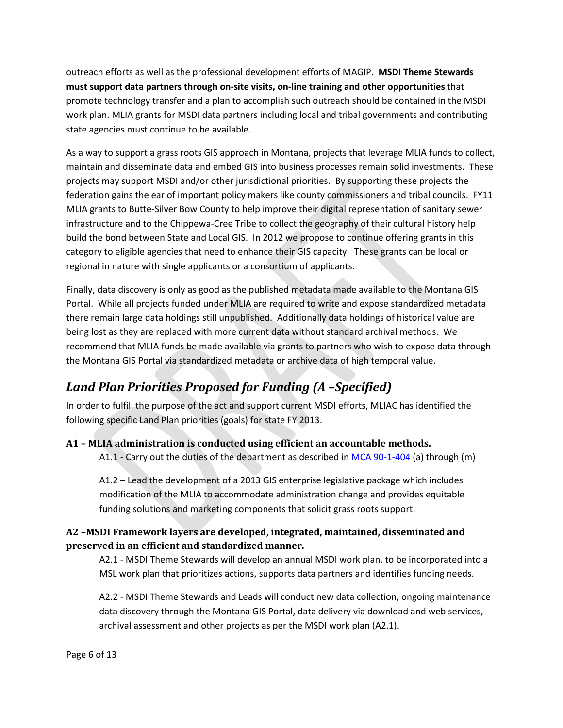outreach efforts as well as the professional development efforts of MAGIP. **MSDI Theme Stewards must support data partners through on-site visits, on-line training and other opportunities** that promote technology transfer and a plan to accomplish such outreach should be contained in the MSDI work plan. MLIA grants for MSDI data partners including local and tribal governments and contributing state agencies must continue to be available.

As a way to support a grass roots GIS approach in Montana, projects that leverage MLIA funds to collect, maintain and disseminate data and embed GIS into business processes remain solid investments. These projects may support MSDI and/or other jurisdictional priorities. By supporting these projects the federation gains the ear of important policy makers like county commissioners and tribal councils. FY11 MLIA grants to Butte-Silver Bow County to help improve their digital representation of sanitary sewer infrastructure and to the Chippewa-Cree Tribe to collect the geography of their cultural history help build the bond between State and Local GIS. In 2012 we propose to continue offering grants in this category to eligible agencies that need to enhance their GIS capacity. These grants can be local or regional in nature with single applicants or a consortium of applicants.

Finally, data discovery is only as good as the published metadata made available to the Montana GIS Portal. While all projects funded under MLIA are required to write and expose standardized metadata there remain large data holdings still unpublished. Additionally data holdings of historical value are being lost as they are replaced with more current data without standard archival methods. We recommend that MLIA funds be made available via grants to partners who wish to expose data through the Montana GIS Portal via standardized metadata or archive data of high temporal value.

## *Land Plan Priorities Proposed for Funding (A –Specified)*

In order to fulfill the purpose of the act and support current MSDI efforts, MLIAC has identified the following specific Land Plan priorities (goals) for state FY 2013.

### A1 – MLIA administration is conducted using efficient an accountable methods.

A1.1 - Carry out the duties of the department as described in MCA 90-1-404 (a) through (m)

A1.2 – Lead the development of a 2013 GIS enterprise legislative package which includes modification of the MLIA to accommodate administration change and provides equitable funding solutions and marketing components that solicit grass roots support.

### A2 –MSDI Framework layers are developed, integrated, maintained, disseminated and preserved in an efficient and standardized manner.

A2.1 - MSDI Theme Stewards will develop an annual MSDI work plan, to be incorporated into a MSL work plan that prioritizes actions, supports data partners and identifies funding needs.

A2.2 - MSDI Theme Stewards and Leads will conduct new data collection, ongoing maintenance data discovery through the Montana GIS Portal, data delivery via download and web services, archival assessment and other projects as per the MSDI work plan (A2.1).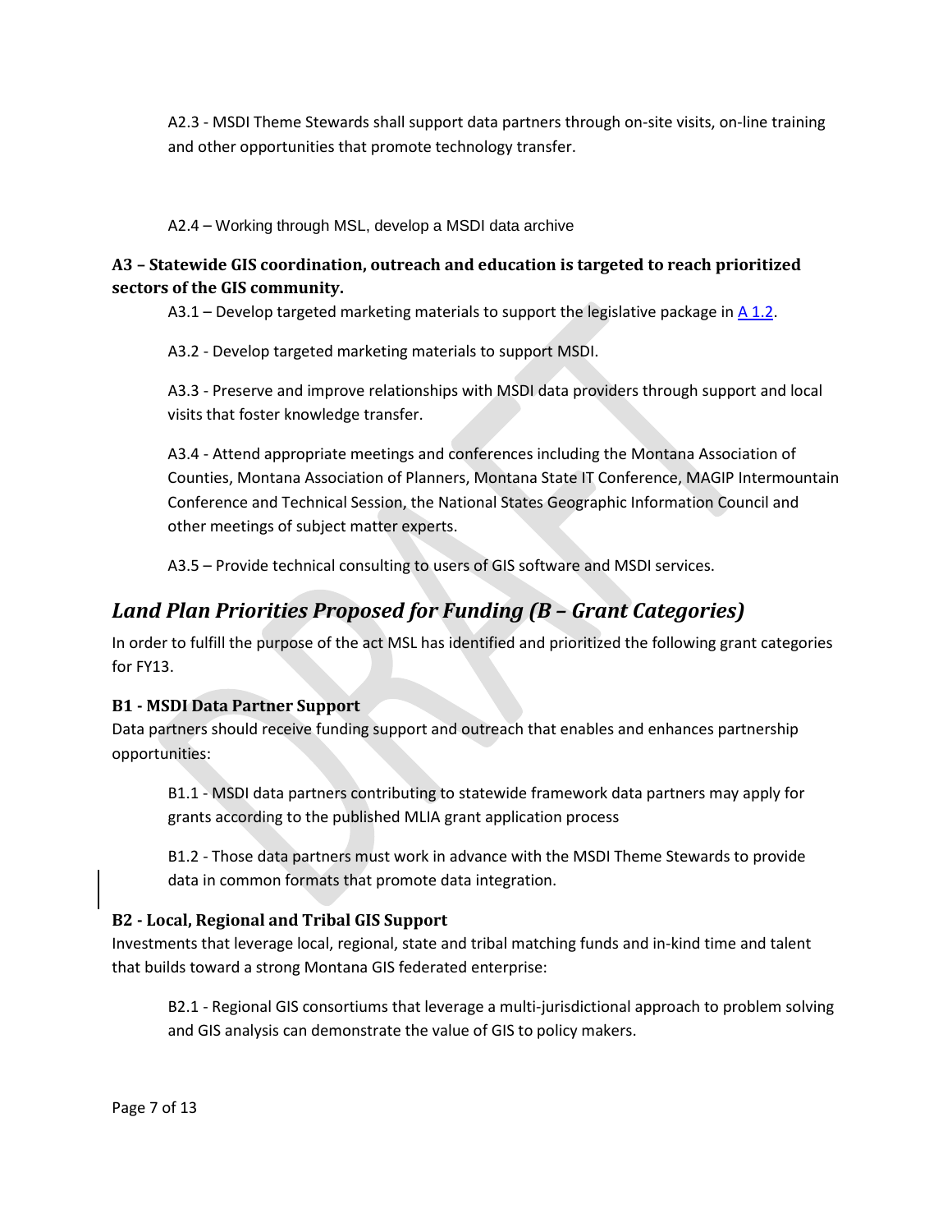A2.3 - MSDI Theme Stewards shall support data partners through on-site visits, on-line training and other opportunities that promote technology transfer.

A2.4 – Working through MSL, develop a MSDI data archive

### A3 – Statewide GIS coordination, outreach and education is targeted to reach prioritized sectors of the GIS community.

A3.1 – Develop targeted marketing materials to support the legislative package in A 1.2.

A3.2 - Develop targeted marketing materials to support MSDI.

A3.3 - Preserve and improve relationships with MSDI data providers through support and local visits that foster knowledge transfer.

A3.4 - Attend appropriate meetings and conferences including the Montana Association of Counties, Montana Association of Planners, Montana State IT Conference, MAGIP Intermountain Conference and Technical Session, the National States Geographic Information Council and other meetings of subject matter experts.

A3.5 – Provide technical consulting to users of GIS software and MSDI services.

## *Land Plan Priorities Proposed for Funding (B – Grant Categories)*

In order to fulfill the purpose of the act MSL has identified and prioritized the following grant categories for FY13.

### B1 - MSDI Data Partner Support

Data partners should receive funding support and outreach that enables and enhances partnership opportunities:

B1.1 - MSDI data partners contributing to statewide framework data partners may apply for grants according to the published MLIA grant application process

B1.2 - Those data partners must work in advance with the MSDI Theme Stewards to provide data in common formats that promote data integration.

### B2 - Local, Regional and Tribal GIS Support

Investments that leverage local, regional, state and tribal matching funds and in-kind time and talent that builds toward a strong Montana GIS federated enterprise:

B2.1 - Regional GIS consortiums that leverage a multi-jurisdictional approach to problem solving and GIS analysis can demonstrate the value of GIS to policy makers.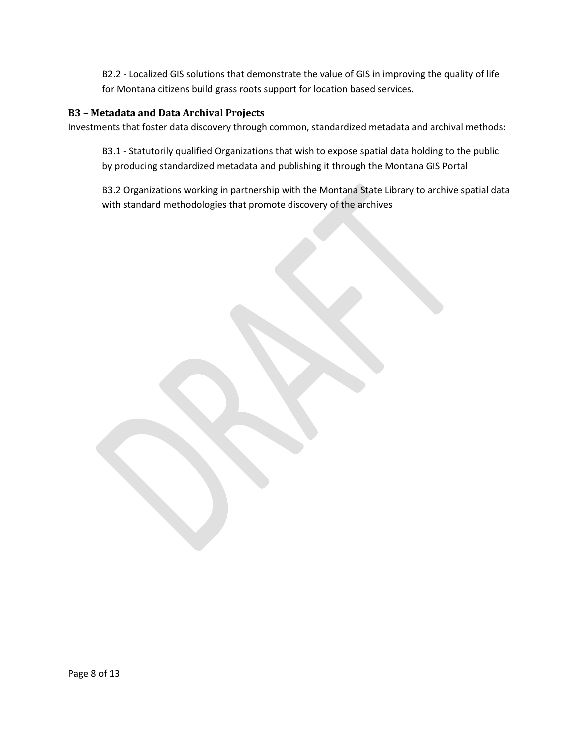B2.2 - Localized GIS solutions that demonstrate the value of GIS in improving the quality of life for Montana citizens build grass roots support for location based services.

### B3 – Metadata and Data Archival Projects

Investments that foster data discovery through common, standardized metadata and archival methods:

B3.1 - Statutorily qualified Organizations that wish to expose spatial data holding to the public by producing standardized metadata and publishing it through the Montana GIS Portal

B3.2 Organizations working in partnership with the Montana State Library to archive spatial data with standard methodologies that promote discovery of the archives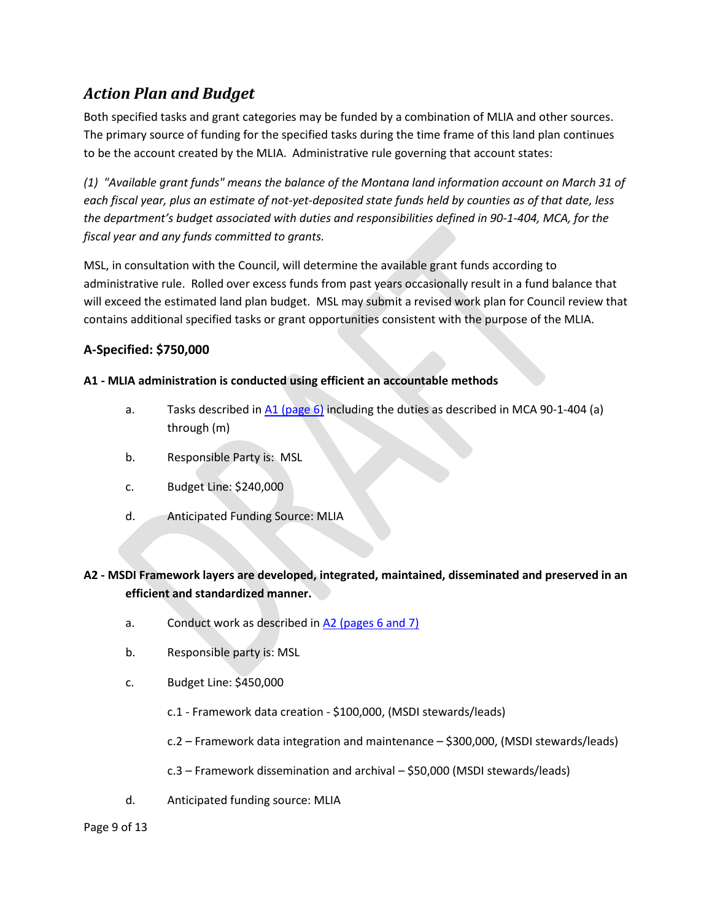## *Action Plan and Budget*

Both specified tasks and grant categories may be funded by a combination of MLIA and other sources. The primary source of funding for the specified tasks during the time frame of this land plan continues to be the account created by the MLIA. Administrative rule governing that account states:

*(1) "Available grant funds" means the balance of the Montana land information account on March 31 of each fiscal year, plus an estimate of not-yet-deposited state funds held by counties as of that date, less the department's budget associated with duties and responsibilities defined in 90-1-404, MCA, for the fiscal year and any funds committed to grants.*

MSL, in consultation with the Council, will determine the available grant funds according to administrative rule. Rolled over excess funds from past years occasionally result in a fund balance that will exceed the estimated land plan budget. MSL may submit a revised work plan for Council review that contains additional specified tasks or grant opportunities consistent with the purpose of the MLIA.

### A-Specified: $750,000

**A1 - MLIA administration is conducted using efficient an accountable methods**

a. Tasks described in [A1 (page 6)] including the duties as described in MCA 90-1-404 (a) through (m)

b. Responsible Party is: MSL

c. Budget Line: $240,000

d. Anticipated Funding Source: MLIA

**A2 - MSDI Framework layers are developed, integrated, maintained, disseminated and preserved in an efficient and standardized manner.**

a. Conduct work as described in [A2 (pages 6 and 7)]

b. Responsible party is: MSL

c. Budget Line: $450,000

c.1 - Framework data creation - $100,000, (MSDI stewards/leads)

c.2 – Framework data integration and maintenance – $300,000, (MSDI stewards/leads)

c.3 – Framework dissemination and archival – $50,000 (MSDI stewards/leads)

d. Anticipated funding source: MLIA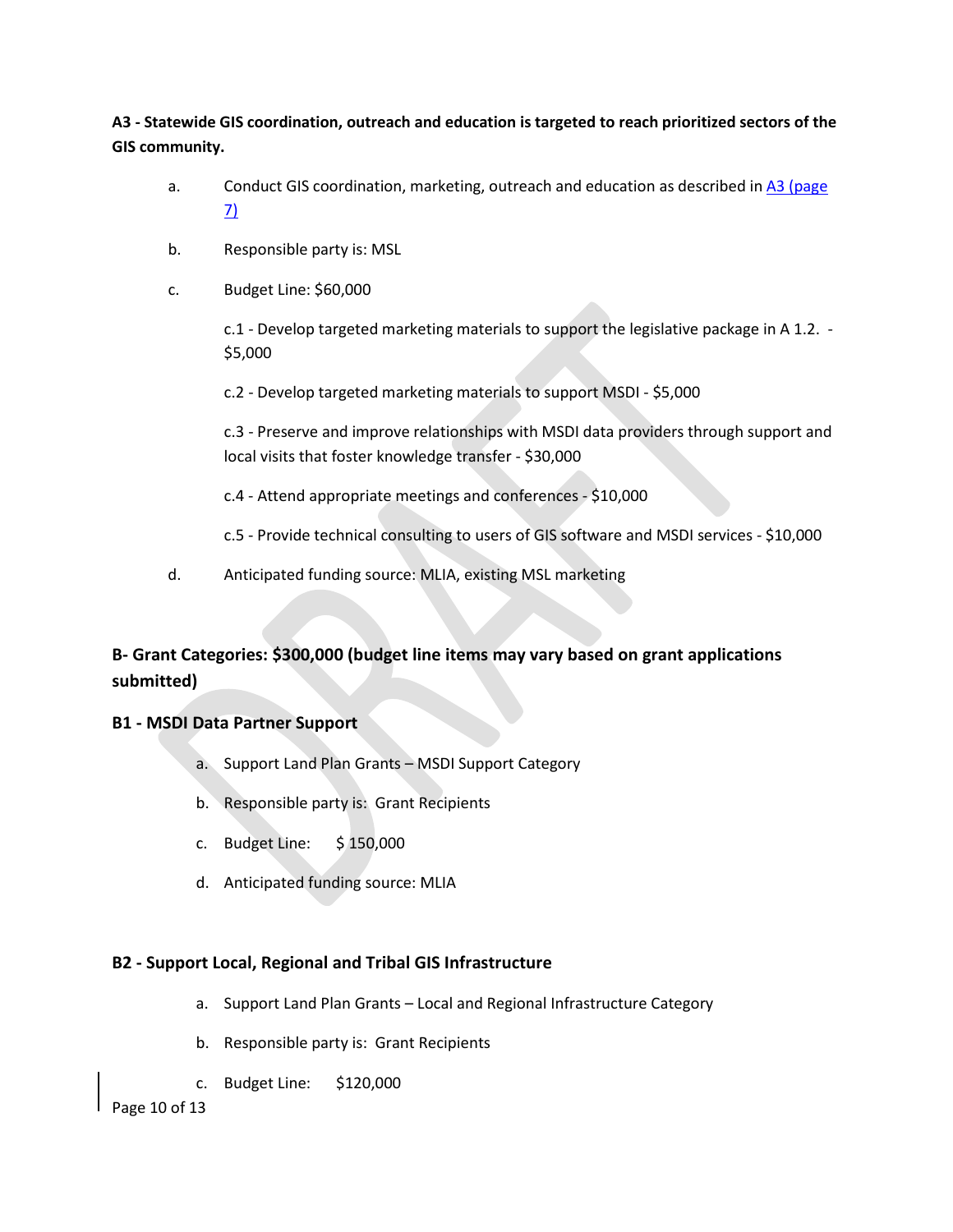**A3 - Statewide GIS coordination, outreach and education is targeted to reach prioritized sectors of the GIS community.**

a. Conduct GIS coordination, marketing, outreach and education as described in [A3 (page 7)]

b. Responsible party is: MSL

c. Budget Line: $60,000

   c.1 - Develop targeted marketing materials to support the legislative package in A 1.2. - $5,000

   c.2 - Develop targeted marketing materials to support MSDI - $5,000

   c.3 - Preserve and improve relationships with MSDI data providers through support and local visits that foster knowledge transfer - $30,000

   c.4 - Attend appropriate meetings and conferences - $10,000

   c.5 - Provide technical consulting to users of GIS software and MSDI services - $10,000

d. Anticipated funding source: MLIA, existing MSL marketing

**B- Grant Categories: $300,000 (budget line items may vary based on grant applications submitted)**

**B1 - MSDI Data Partner Support**

a. Support Land Plan Grants – MSDI Support Category
b. Responsible party is: Grant Recipients
c. Budget Line: $ 150,000
d. Anticipated funding source: MLIA

**B2 - Support Local, Regional and Tribal GIS Infrastructure**

a. Support Land Plan Grants – Local and Regional Infrastructure Category
b. Responsible party is: Grant Recipients
c. Budget Line: $120,000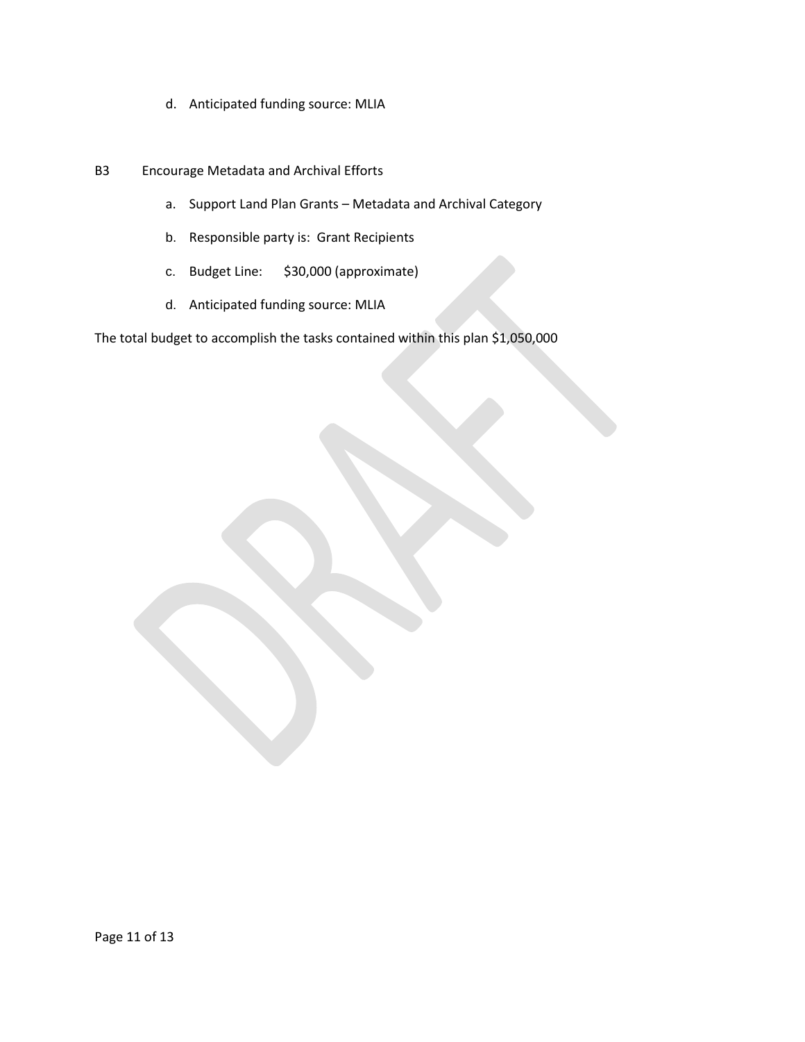d. Anticipated funding source: MLIA

B3 Encourage Metadata and Archival Efforts

a. Support Land Plan Grants – Metadata and Archival Category
b. Responsible party is: Grant Recipients
c. Budget Line: $30,000 (approximate)
d. Anticipated funding source: MLIA

The total budget to accomplish the tasks contained within this plan $1,050,000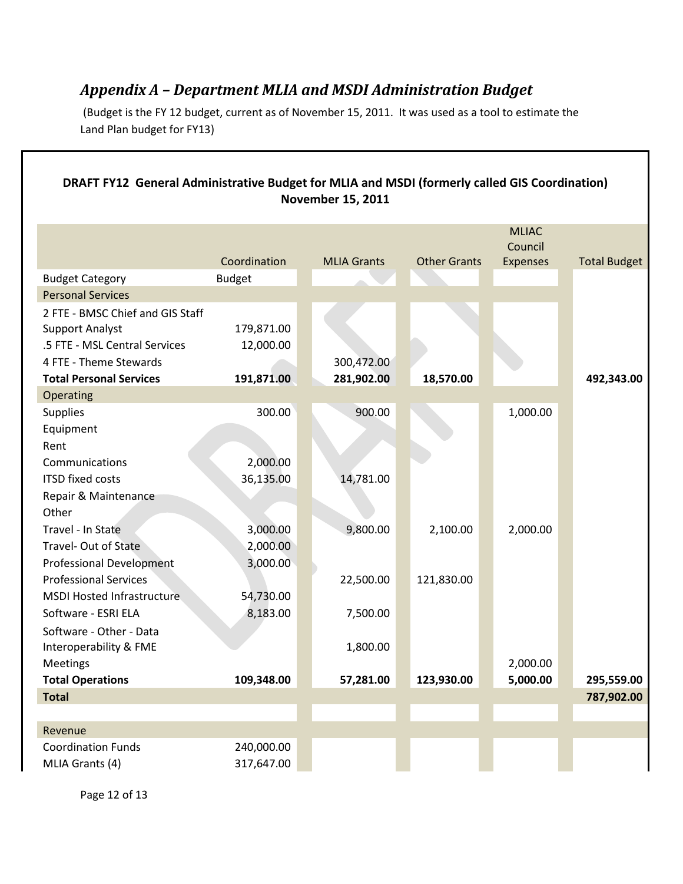## *Appendix A – Department MLIA and MSDI Administration Budget*

(Budget is the FY 12 budget, current as of November 15, 2011. It was used as a tool to estimate the Land Plan budget for FY13)

**DRAFT FY12 General Administrative Budget for MLIA and MSDI (formerly called GIS Coordination) November 15, 2011**

| | Coordination | MLIA Grants | Other Grants | MLIAC Council Expenses | Total Budget |
|---|---|---|---|---|---|
| Budget Category | Budget | | | | |
| Personal Services | | | | | |
| 2 FTE - BMSC Chief and GIS Staff Support Analyst | 179,871.00 | | | | |
| .5 FTE - MSL Central Services | 12,000.00 | | | | |
| 4 FTE - Theme Stewards | | 300,472.00 | | | |
| **Total Personal Services** | **191,871.00** | **281,902.00** | **18,570.00** | | **492,343.00** |
| Operating | | | | | |
| Supplies | 300.00 | 900.00 | | 1,000.00 | |
| Equipment | | | | | |
| Rent | | | | | |
| Communications | 2,000.00 | | | | |
| ITSD fixed costs | 36,135.00 | 14,781.00 | | | |
| Repair & Maintenance | | | | | |
| Other | | | | | |
| Travel - In State | 3,000.00 | 9,800.00 | 2,100.00 | 2,000.00 | |
| Travel- Out of State | 2,000.00 | | | | |
| Professional Development | 3,000.00 | | | | |
| Professional Services | | 22,500.00 | 121,830.00 | | |
| MSDI Hosted Infrastructure | 54,730.00 | | | | |
| Software - ESRI ELA | 8,183.00 | 7,500.00 | | | |
| Software - Other - Data Interoperability & FME | | 1,800.00 | | | |
| Meetings | | | | 2,000.00 | |
| **Total Operations** | **109,348.00** | **57,281.00** | **123,930.00** | **5,000.00** | **295,559.00** |
| **Total** | | | | | **787,902.00** |
| | | | | | |
| Revenue | | | | | |
| Coordination Funds | 240,000.00 | | | | |
| MLIA Grants (4) | 317,647.00 | | | | |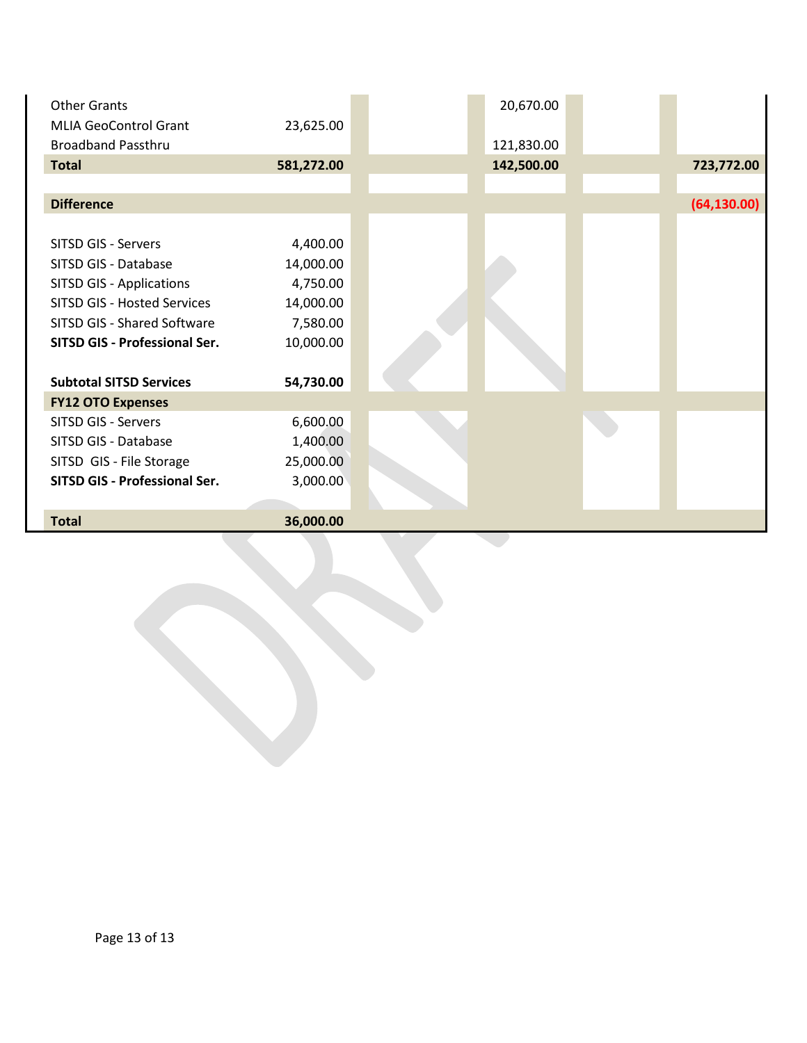| | | | | | | | | |
|---|---|---|---|---|---|---|---|---|
| Other Grants | | | | 20,670.00 | | | | |
| MLIA GeoControl Grant | 23,625.00 | | | | | | | |
| Broadband Passthru | | | | 121,830.00 | | | | |
| **Total** | **581,272.00** | | | **142,500.00** | | | | **723,772.00** |
| | | | | | | | | |
| **Difference** | | | | | | | | **(64,130.00)** |
| | | | | | | | | |
| SITSD GIS - Servers | 4,400.00 | | | | | | | |
| SITSD GIS - Database | 14,000.00 | | | | | | | |
| SITSD GIS - Applications | 4,750.00 | | | | | | | |
| SITSD GIS - Hosted Services | 14,000.00 | | | | | | | |
| SITSD GIS - Shared Software | 7,580.00 | | | | | | | |
| **SITSD GIS - Professional Ser.** | 10,000.00 | | | | | | | |
| | | | | | | | | |
| **Subtotal SITSD Services** | **54,730.00** | | | | | | | |
| **FY12 OTO Expenses** | | | | | | | | |
| SITSD GIS - Servers | 6,600.00 | | | | | | | |
| SITSD GIS - Database | 1,400.00 | | | | | | | |
| SITSD GIS - File Storage | 25,000.00 | | | | | | | |
| **SITSD GIS - Professional Ser.** | 3,000.00 | | | | | | | |
| | | | | | | | | |
| **Total** | **36,000.00** | | | | | | | |